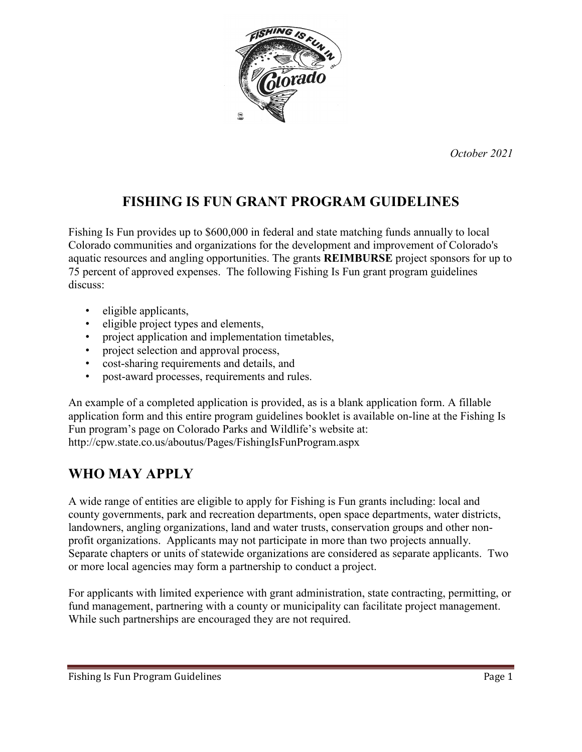*October 2021*

# FISHING IS FUN GRANT PROGRAM GUIDELINES

Fishing Is Fun provides up to $600,000 in federal and state matching funds annually to local Colorado communities and organizations for the development and improvement of Colorado's aquatic resources and angling opportunities. The grants **REIMBURSE** project sponsors for up to 75 percent of approved expenses. The following Fishing Is Fun grant program guidelines discuss:

- eligible applicants,
- eligible project types and elements,
- project application and implementation timetables,
- project selection and approval process,
- cost-sharing requirements and details, and
- post-award processes, requirements and rules.

An example of a completed application is provided, as is a blank application form. A fillable application form and this entire program guidelines booklet is available on-line at the Fishing Is Fun program's page on Colorado Parks and Wildlife's website at: http://cpw.state.co.us/aboutus/Pages/FishingIsFunProgram.aspx

## WHO MAY APPLY

A wide range of entities are eligible to apply for Fishing is Fun grants including: local and county governments, park and recreation departments, open space departments, water districts, landowners, angling organizations, land and water trusts, conservation groups and other non-profit organizations. Applicants may not participate in more than two projects annually. Separate chapters or units of statewide organizations are considered as separate applicants. Two or more local agencies may form a partnership to conduct a project.

For applicants with limited experience with grant administration, state contracting, permitting, or fund management, partnering with a county or municipality can facilitate project management. While such partnerships are encouraged they are not required.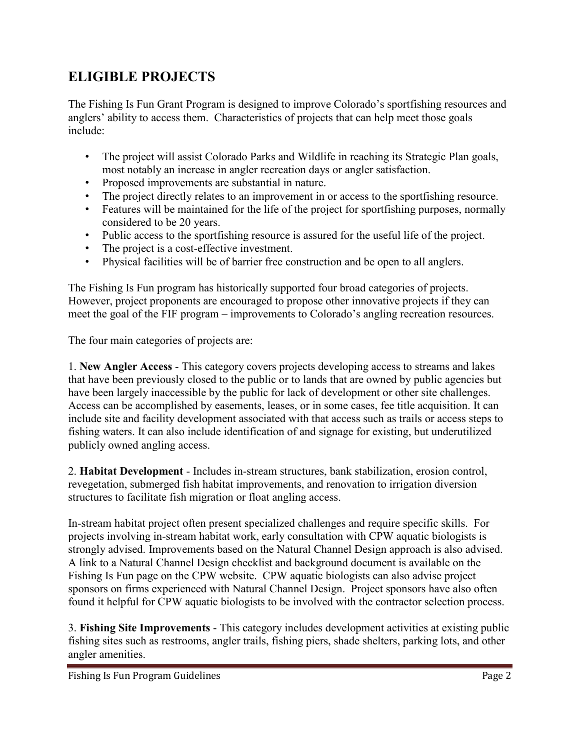# ELIGIBLE PROJECTS

The Fishing Is Fun Grant Program is designed to improve Colorado's sportfishing resources and anglers' ability to access them. Characteristics of projects that can help meet those goals include:

- The project will assist Colorado Parks and Wildlife in reaching its Strategic Plan goals, most notably an increase in angler recreation days or angler satisfaction.
- Proposed improvements are substantial in nature.
- The project directly relates to an improvement in or access to the sportfishing resource.
- Features will be maintained for the life of the project for sportfishing purposes, normally considered to be 20 years.
- Public access to the sportfishing resource is assured for the useful life of the project.
- The project is a cost-effective investment.
- Physical facilities will be of barrier free construction and be open to all anglers.

The Fishing Is Fun program has historically supported four broad categories of projects. However, project proponents are encouraged to propose other innovative projects if they can meet the goal of the FIF program – improvements to Colorado's angling recreation resources.

The four main categories of projects are:

1. **New Angler Access** - This category covers projects developing access to streams and lakes that have been previously closed to the public or to lands that are owned by public agencies but have been largely inaccessible by the public for lack of development or other site challenges. Access can be accomplished by easements, leases, or in some cases, fee title acquisition. It can include site and facility development associated with that access such as trails or access steps to fishing waters. It can also include identification of and signage for existing, but underutilized publicly owned angling access.

2. **Habitat Development** - Includes in-stream structures, bank stabilization, erosion control, revegetation, submerged fish habitat improvements, and renovation to irrigation diversion structures to facilitate fish migration or float angling access.

In-stream habitat project often present specialized challenges and require specific skills. For projects involving in-stream habitat work, early consultation with CPW aquatic biologists is strongly advised. Improvements based on the Natural Channel Design approach is also advised. A link to a Natural Channel Design checklist and background document is available on the Fishing Is Fun page on the CPW website. CPW aquatic biologists can also advise project sponsors on firms experienced with Natural Channel Design. Project sponsors have also often found it helpful for CPW aquatic biologists to be involved with the contractor selection process.

3. **Fishing Site Improvements** - This category includes development activities at existing public fishing sites such as restrooms, angler trails, fishing piers, shade shelters, parking lots, and other angler amenities.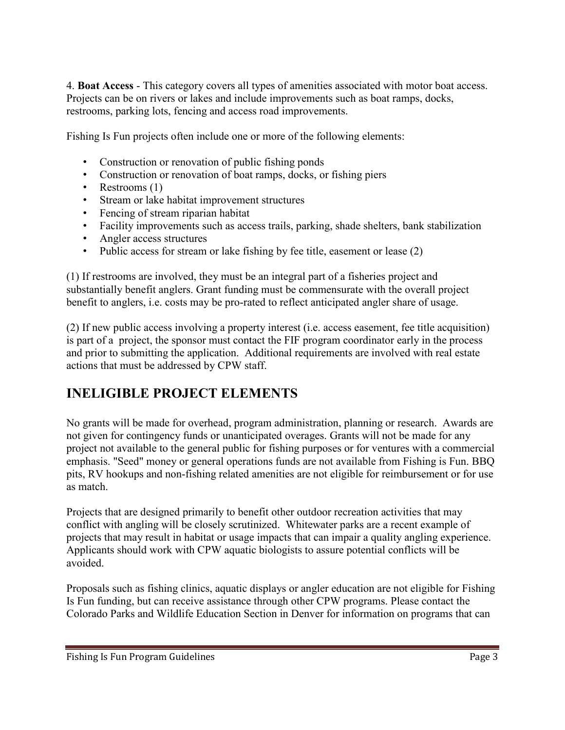4. **Boat Access** - This category covers all types of amenities associated with motor boat access. Projects can be on rivers or lakes and include improvements such as boat ramps, docks, restrooms, parking lots, fencing and access road improvements.

Fishing Is Fun projects often include one or more of the following elements:

- Construction or renovation of public fishing ponds
- Construction or renovation of boat ramps, docks, or fishing piers
- Restrooms (1)
- Stream or lake habitat improvement structures
- Fencing of stream riparian habitat
- Facility improvements such as access trails, parking, shade shelters, bank stabilization
- Angler access structures
- Public access for stream or lake fishing by fee title, easement or lease (2)

(1) If restrooms are involved, they must be an integral part of a fisheries project and substantially benefit anglers. Grant funding must be commensurate with the overall project benefit to anglers, i.e. costs may be pro-rated to reflect anticipated angler share of usage.

(2) If new public access involving a property interest (i.e. access easement, fee title acquisition) is part of a project, the sponsor must contact the FIF program coordinator early in the process and prior to submitting the application. Additional requirements are involved with real estate actions that must be addressed by CPW staff.

## INELIGIBLE PROJECT ELEMENTS

No grants will be made for overhead, program administration, planning or research. Awards are not given for contingency funds or unanticipated overages. Grants will not be made for any project not available to the general public for fishing purposes or for ventures with a commercial emphasis. "Seed" money or general operations funds are not available from Fishing is Fun. BBQ pits, RV hookups and non-fishing related amenities are not eligible for reimbursement or for use as match.

Projects that are designed primarily to benefit other outdoor recreation activities that may conflict with angling will be closely scrutinized. Whitewater parks are a recent example of projects that may result in habitat or usage impacts that can impair a quality angling experience. Applicants should work with CPW aquatic biologists to assure potential conflicts will be avoided.

Proposals such as fishing clinics, aquatic displays or angler education are not eligible for Fishing Is Fun funding, but can receive assistance through other CPW programs. Please contact the Colorado Parks and Wildlife Education Section in Denver for information on programs that can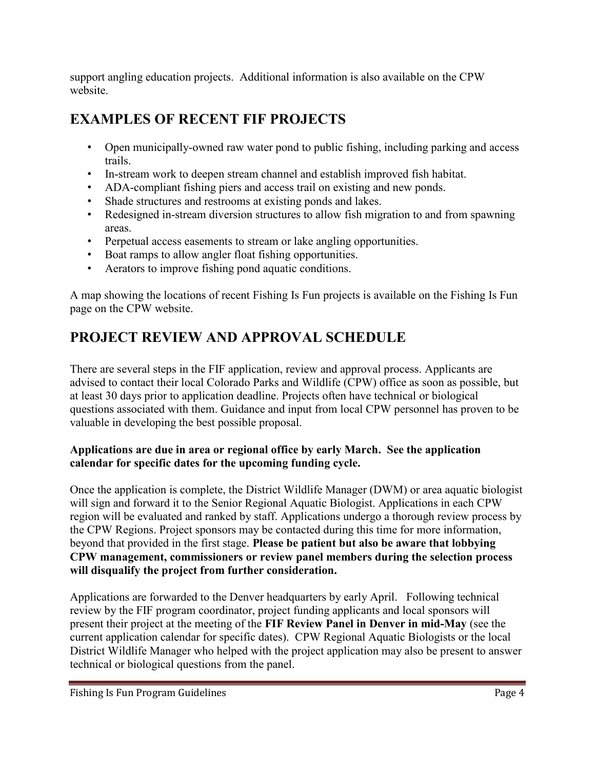support angling education projects. Additional information is also available on the CPW website.

## EXAMPLES OF RECENT FIF PROJECTS

- Open municipally-owned raw water pond to public fishing, including parking and access trails.
- In-stream work to deepen stream channel and establish improved fish habitat.
- ADA-compliant fishing piers and access trail on existing and new ponds.
- Shade structures and restrooms at existing ponds and lakes.
- Redesigned in-stream diversion structures to allow fish migration to and from spawning areas.
- Perpetual access easements to stream or lake angling opportunities.
- Boat ramps to allow angler float fishing opportunities.
- Aerators to improve fishing pond aquatic conditions.

A map showing the locations of recent Fishing Is Fun projects is available on the Fishing Is Fun page on the CPW website.

## PROJECT REVIEW AND APPROVAL SCHEDULE

There are several steps in the FIF application, review and approval process. Applicants are advised to contact their local Colorado Parks and Wildlife (CPW) office as soon as possible, but at least 30 days prior to application deadline. Projects often have technical or biological questions associated with them. Guidance and input from local CPW personnel has proven to be valuable in developing the best possible proposal.

**Applications are due in area or regional office by early March. See the application calendar for specific dates for the upcoming funding cycle.**

Once the application is complete, the District Wildlife Manager (DWM) or area aquatic biologist will sign and forward it to the Senior Regional Aquatic Biologist. Applications in each CPW region will be evaluated and ranked by staff. Applications undergo a thorough review process by the CPW Regions. Project sponsors may be contacted during this time for more information, beyond that provided in the first stage. **Please be patient but also be aware that lobbying CPW management, commissioners or review panel members during the selection process will disqualify the project from further consideration.**

Applications are forwarded to the Denver headquarters by early April. Following technical review by the FIF program coordinator, project funding applicants and local sponsors will present their project at the meeting of the **FIF Review Panel in Denver in mid-May** (see the current application calendar for specific dates). CPW Regional Aquatic Biologists or the local District Wildlife Manager who helped with the project application may also be present to answer technical or biological questions from the panel.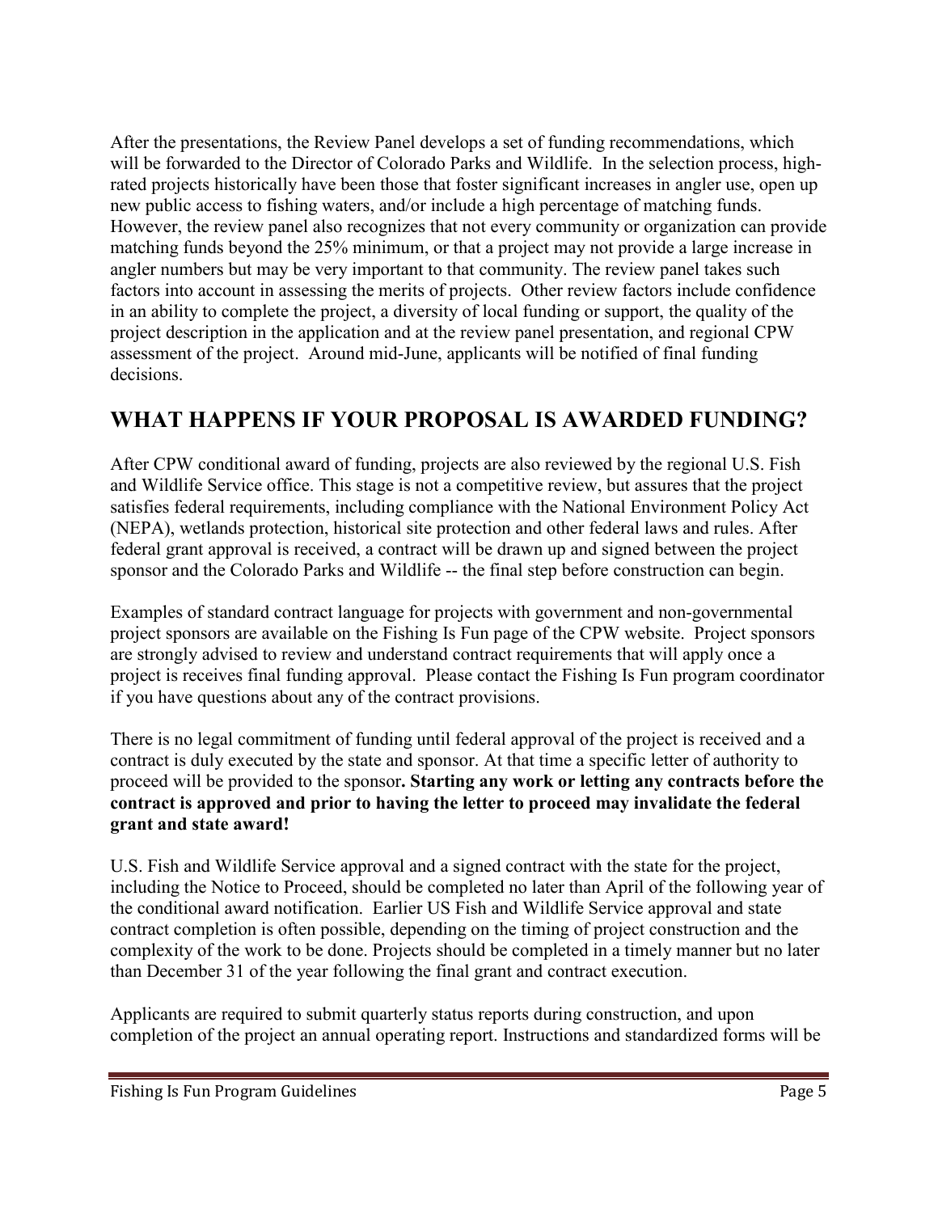After the presentations, the Review Panel develops a set of funding recommendations, which will be forwarded to the Director of Colorado Parks and Wildlife. In the selection process, high-rated projects historically have been those that foster significant increases in angler use, open up new public access to fishing waters, and/or include a high percentage of matching funds. However, the review panel also recognizes that not every community or organization can provide matching funds beyond the 25% minimum, or that a project may not provide a large increase in angler numbers but may be very important to that community. The review panel takes such factors into account in assessing the merits of projects. Other review factors include confidence in an ability to complete the project, a diversity of local funding or support, the quality of the project description in the application and at the review panel presentation, and regional CPW assessment of the project. Around mid-June, applicants will be notified of final funding decisions.

## WHAT HAPPENS IF YOUR PROPOSAL IS AWARDED FUNDING?

After CPW conditional award of funding, projects are also reviewed by the regional U.S. Fish and Wildlife Service office. This stage is not a competitive review, but assures that the project satisfies federal requirements, including compliance with the National Environment Policy Act (NEPA), wetlands protection, historical site protection and other federal laws and rules. After federal grant approval is received, a contract will be drawn up and signed between the project sponsor and the Colorado Parks and Wildlife -- the final step before construction can begin.

Examples of standard contract language for projects with government and non-governmental project sponsors are available on the Fishing Is Fun page of the CPW website. Project sponsors are strongly advised to review and understand contract requirements that will apply once a project is receives final funding approval. Please contact the Fishing Is Fun program coordinator if you have questions about any of the contract provisions.

There is no legal commitment of funding until federal approval of the project is received and a contract is duly executed by the state and sponsor. At that time a specific letter of authority to proceed will be provided to the sponsor**. Starting any work or letting any contracts before the contract is approved and prior to having the letter to proceed may invalidate the federal grant and state award!**

U.S. Fish and Wildlife Service approval and a signed contract with the state for the project, including the Notice to Proceed, should be completed no later than April of the following year of the conditional award notification. Earlier US Fish and Wildlife Service approval and state contract completion is often possible, depending on the timing of project construction and the complexity of the work to be done. Projects should be completed in a timely manner but no later than December 31 of the year following the final grant and contract execution.

Applicants are required to submit quarterly status reports during construction, and upon completion of the project an annual operating report. Instructions and standardized forms will be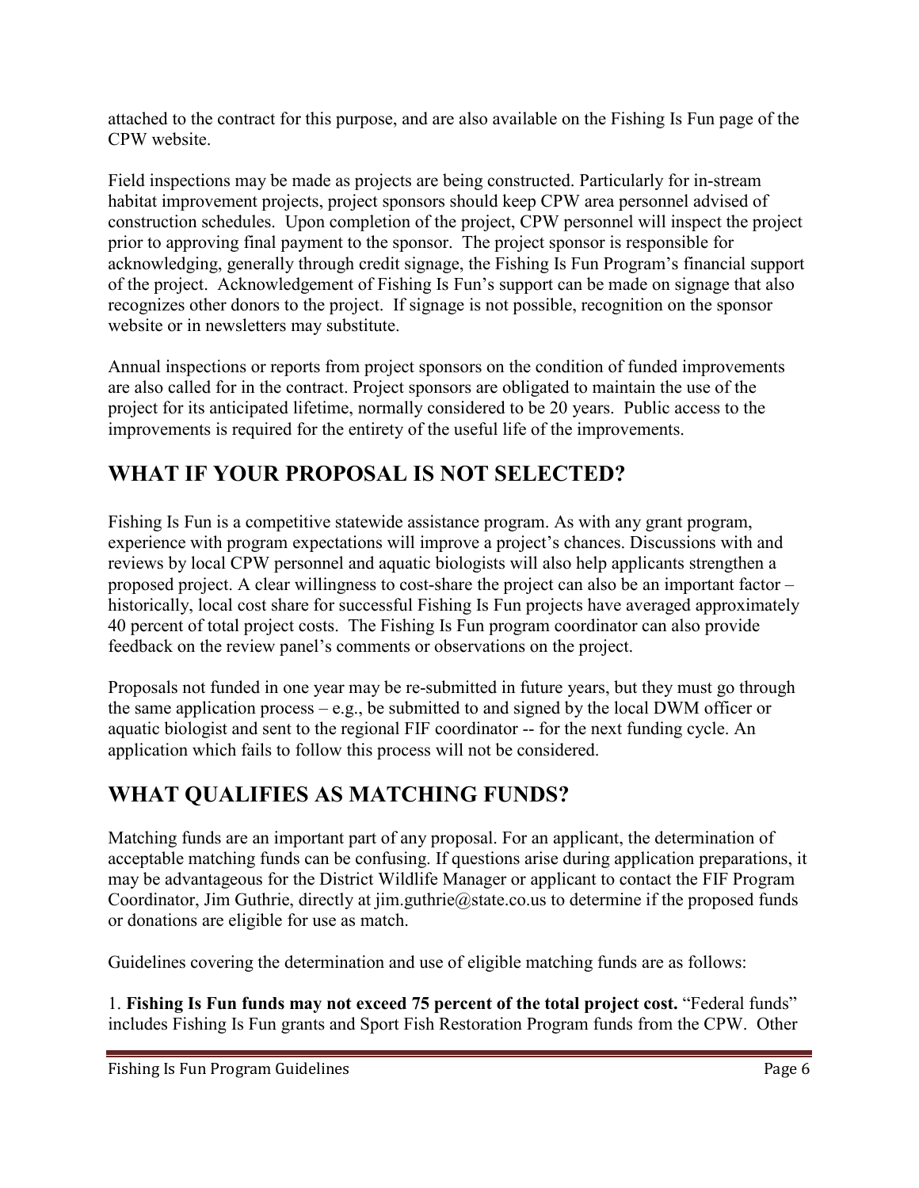attached to the contract for this purpose, and are also available on the Fishing Is Fun page of the CPW website.

Field inspections may be made as projects are being constructed. Particularly for in-stream habitat improvement projects, project sponsors should keep CPW area personnel advised of construction schedules. Upon completion of the project, CPW personnel will inspect the project prior to approving final payment to the sponsor. The project sponsor is responsible for acknowledging, generally through credit signage, the Fishing Is Fun Program's financial support of the project. Acknowledgement of Fishing Is Fun's support can be made on signage that also recognizes other donors to the project. If signage is not possible, recognition on the sponsor website or in newsletters may substitute.

Annual inspections or reports from project sponsors on the condition of funded improvements are also called for in the contract. Project sponsors are obligated to maintain the use of the project for its anticipated lifetime, normally considered to be 20 years. Public access to the improvements is required for the entirety of the useful life of the improvements.

## WHAT IF YOUR PROPOSAL IS NOT SELECTED?

Fishing Is Fun is a competitive statewide assistance program. As with any grant program, experience with program expectations will improve a project's chances. Discussions with and reviews by local CPW personnel and aquatic biologists will also help applicants strengthen a proposed project. A clear willingness to cost-share the project can also be an important factor – historically, local cost share for successful Fishing Is Fun projects have averaged approximately 40 percent of total project costs. The Fishing Is Fun program coordinator can also provide feedback on the review panel's comments or observations on the project.

Proposals not funded in one year may be re-submitted in future years, but they must go through the same application process – e.g., be submitted to and signed by the local DWM officer or aquatic biologist and sent to the regional FIF coordinator -- for the next funding cycle. An application which fails to follow this process will not be considered.

## WHAT QUALIFIES AS MATCHING FUNDS?

Matching funds are an important part of any proposal. For an applicant, the determination of acceptable matching funds can be confusing. If questions arise during application preparations, it may be advantageous for the District Wildlife Manager or applicant to contact the FIF Program Coordinator, Jim Guthrie, directly at jim.guthrie@state.co.us to determine if the proposed funds or donations are eligible for use as match.

Guidelines covering the determination and use of eligible matching funds are as follows:

1. **Fishing Is Fun funds may not exceed 75 percent of the total project cost.** "Federal funds" includes Fishing Is Fun grants and Sport Fish Restoration Program funds from the CPW. Other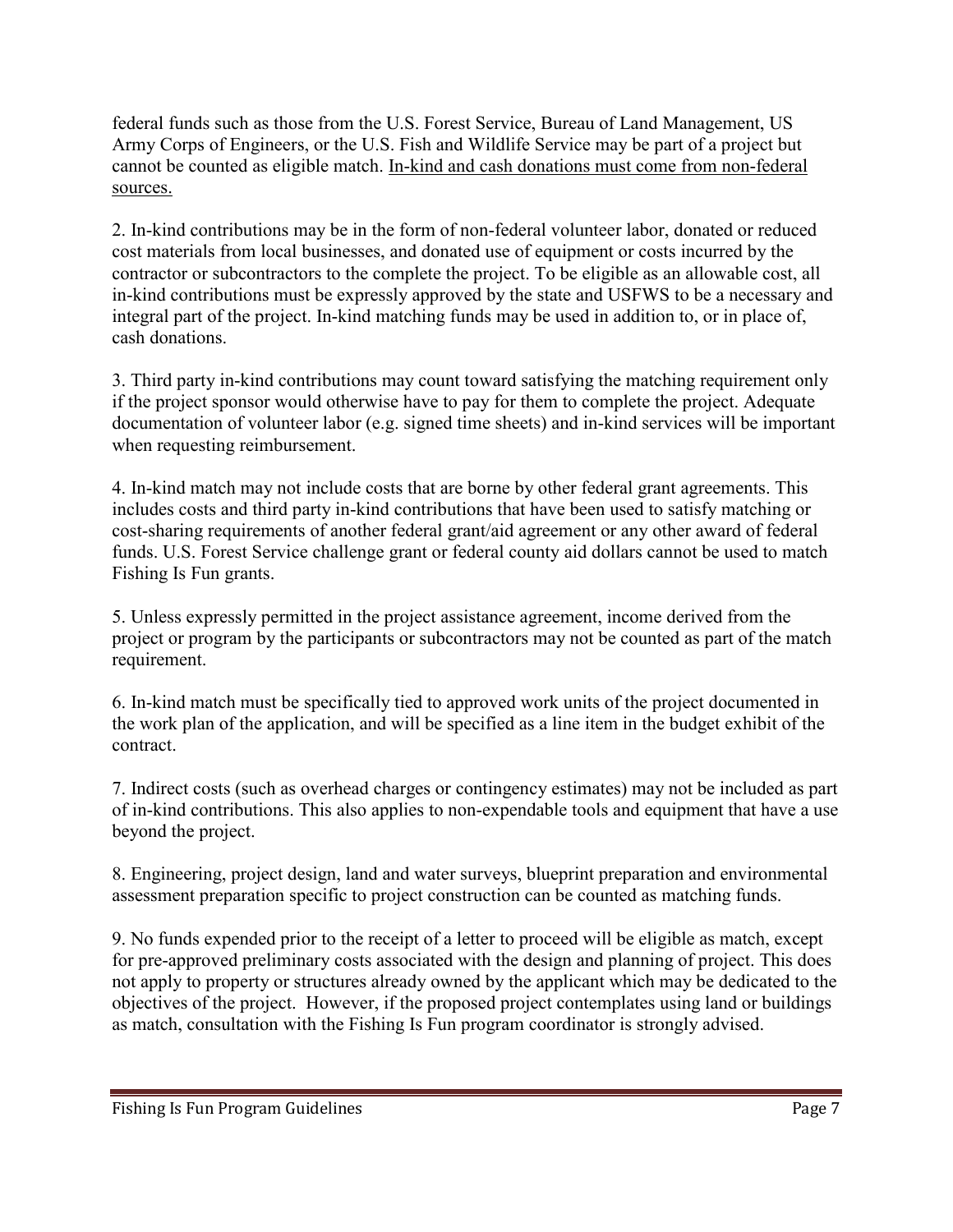federal funds such as those from the U.S. Forest Service, Bureau of Land Management, US Army Corps of Engineers, or the U.S. Fish and Wildlife Service may be part of a project but cannot be counted as eligible match. <u>In-kind and cash donations must come from non-federal sources.</u>

2. In-kind contributions may be in the form of non-federal volunteer labor, donated or reduced cost materials from local businesses, and donated use of equipment or costs incurred by the contractor or subcontractors to the complete the project. To be eligible as an allowable cost, all in-kind contributions must be expressly approved by the state and USFWS to be a necessary and integral part of the project. In-kind matching funds may be used in addition to, or in place of, cash donations.

3. Third party in-kind contributions may count toward satisfying the matching requirement only if the project sponsor would otherwise have to pay for them to complete the project. Adequate documentation of volunteer labor (e.g. signed time sheets) and in-kind services will be important when requesting reimbursement.

4. In-kind match may not include costs that are borne by other federal grant agreements. This includes costs and third party in-kind contributions that have been used to satisfy matching or cost-sharing requirements of another federal grant/aid agreement or any other award of federal funds. U.S. Forest Service challenge grant or federal county aid dollars cannot be used to match Fishing Is Fun grants.

5. Unless expressly permitted in the project assistance agreement, income derived from the project or program by the participants or subcontractors may not be counted as part of the match requirement.

6. In-kind match must be specifically tied to approved work units of the project documented in the work plan of the application, and will be specified as a line item in the budget exhibit of the contract.

7. Indirect costs (such as overhead charges or contingency estimates) may not be included as part of in-kind contributions. This also applies to non-expendable tools and equipment that have a use beyond the project.

8. Engineering, project design, land and water surveys, blueprint preparation and environmental assessment preparation specific to project construction can be counted as matching funds.

9. No funds expended prior to the receipt of a letter to proceed will be eligible as match, except for pre-approved preliminary costs associated with the design and planning of project. This does not apply to property or structures already owned by the applicant which may be dedicated to the objectives of the project. However, if the proposed project contemplates using land or buildings as match, consultation with the Fishing Is Fun program coordinator is strongly advised.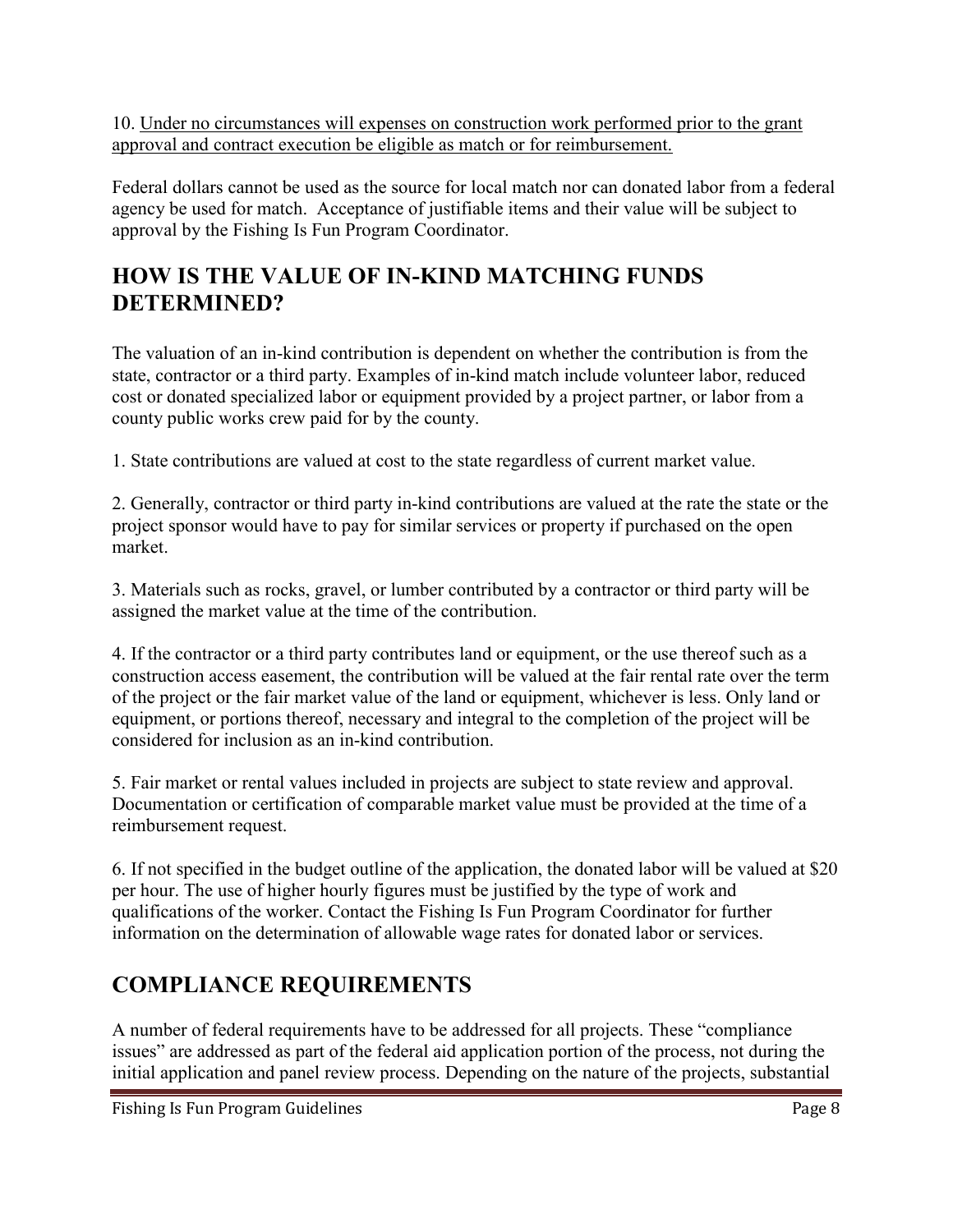10. <u>Under no circumstances will expenses on construction work performed prior to the grant approval and contract execution be eligible as match or for reimbursement.</u>

Federal dollars cannot be used as the source for local match nor can donated labor from a federal agency be used for match. Acceptance of justifiable items and their value will be subject to approval by the Fishing Is Fun Program Coordinator.

## HOW IS THE VALUE OF IN-KIND MATCHING FUNDS DETERMINED?

The valuation of an in-kind contribution is dependent on whether the contribution is from the state, contractor or a third party. Examples of in-kind match include volunteer labor, reduced cost or donated specialized labor or equipment provided by a project partner, or labor from a county public works crew paid for by the county.

1. State contributions are valued at cost to the state regardless of current market value.

2. Generally, contractor or third party in-kind contributions are valued at the rate the state or the project sponsor would have to pay for similar services or property if purchased on the open market.

3. Materials such as rocks, gravel, or lumber contributed by a contractor or third party will be assigned the market value at the time of the contribution.

4. If the contractor or a third party contributes land or equipment, or the use thereof such as a construction access easement, the contribution will be valued at the fair rental rate over the term of the project or the fair market value of the land or equipment, whichever is less. Only land or equipment, or portions thereof, necessary and integral to the completion of the project will be considered for inclusion as an in-kind contribution.

5. Fair market or rental values included in projects are subject to state review and approval. Documentation or certification of comparable market value must be provided at the time of a reimbursement request.

6. If not specified in the budget outline of the application, the donated labor will be valued at $20 per hour. The use of higher hourly figures must be justified by the type of work and qualifications of the worker. Contact the Fishing Is Fun Program Coordinator for further information on the determination of allowable wage rates for donated labor or services.

## COMPLIANCE REQUIREMENTS

A number of federal requirements have to be addressed for all projects. These "compliance issues" are addressed as part of the federal aid application portion of the process, not during the initial application and panel review process. Depending on the nature of the projects, substantial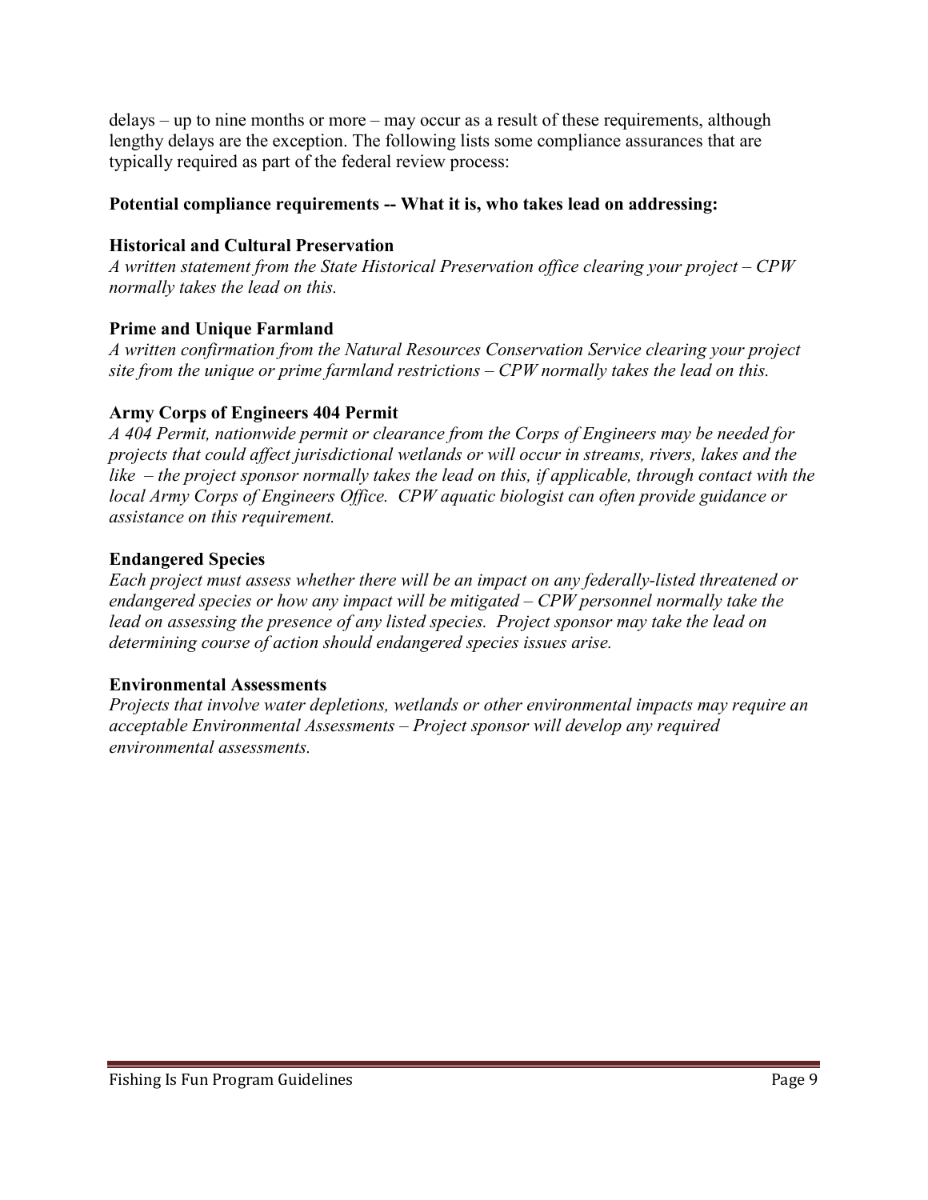delays – up to nine months or more – may occur as a result of these requirements, although lengthy delays are the exception. The following lists some compliance assurances that are typically required as part of the federal review process:

**Potential compliance requirements -- What it is, who takes lead on addressing:**

**Historical and Cultural Preservation**

*A written statement from the State Historical Preservation office clearing your project – CPW normally takes the lead on this.*

**Prime and Unique Farmland**

*A written confirmation from the Natural Resources Conservation Service clearing your project site from the unique or prime farmland restrictions – CPW normally takes the lead on this.*

**Army Corps of Engineers 404 Permit**

*A 404 Permit, nationwide permit or clearance from the Corps of Engineers may be needed for projects that could affect jurisdictional wetlands or will occur in streams, rivers, lakes and the like – the project sponsor normally takes the lead on this, if applicable, through contact with the local Army Corps of Engineers Office. CPW aquatic biologist can often provide guidance or assistance on this requirement.*

**Endangered Species**

*Each project must assess whether there will be an impact on any federally-listed threatened or endangered species or how any impact will be mitigated – CPW personnel normally take the lead on assessing the presence of any listed species. Project sponsor may take the lead on determining course of action should endangered species issues arise.*

**Environmental Assessments**

*Projects that involve water depletions, wetlands or other environmental impacts may require an acceptable Environmental Assessments – Project sponsor will develop any required environmental assessments.*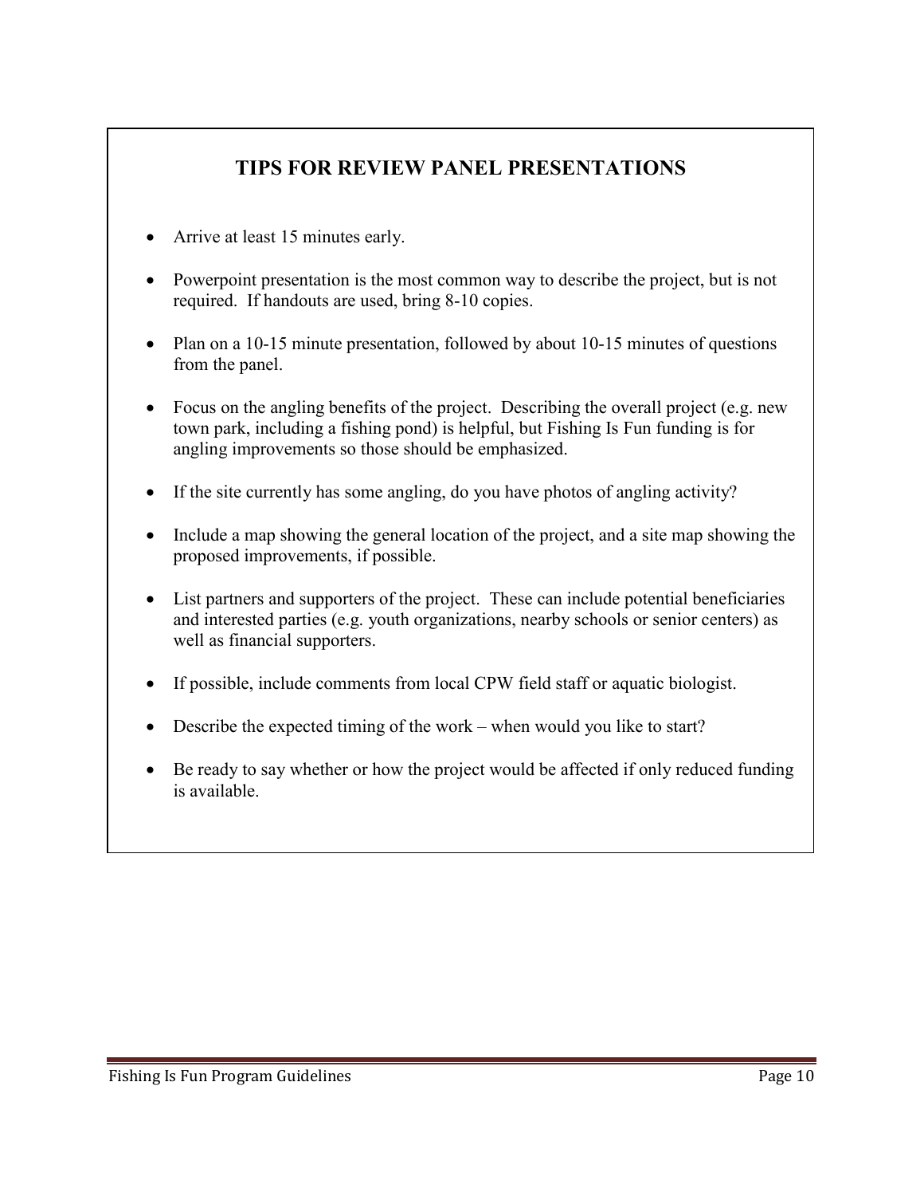## TIPS FOR REVIEW PANEL PRESENTATIONS

- Arrive at least 15 minutes early.
- Powerpoint presentation is the most common way to describe the project, but is not required. If handouts are used, bring 8-10 copies.
- Plan on a 10-15 minute presentation, followed by about 10-15 minutes of questions from the panel.
- Focus on the angling benefits of the project. Describing the overall project (e.g. new town park, including a fishing pond) is helpful, but Fishing Is Fun funding is for angling improvements so those should be emphasized.
- If the site currently has some angling, do you have photos of angling activity?
- Include a map showing the general location of the project, and a site map showing the proposed improvements, if possible.
- List partners and supporters of the project. These can include potential beneficiaries and interested parties (e.g. youth organizations, nearby schools or senior centers) as well as financial supporters.
- If possible, include comments from local CPW field staff or aquatic biologist.
- Describe the expected timing of the work – when would you like to start?
- Be ready to say whether or how the project would be affected if only reduced funding is available.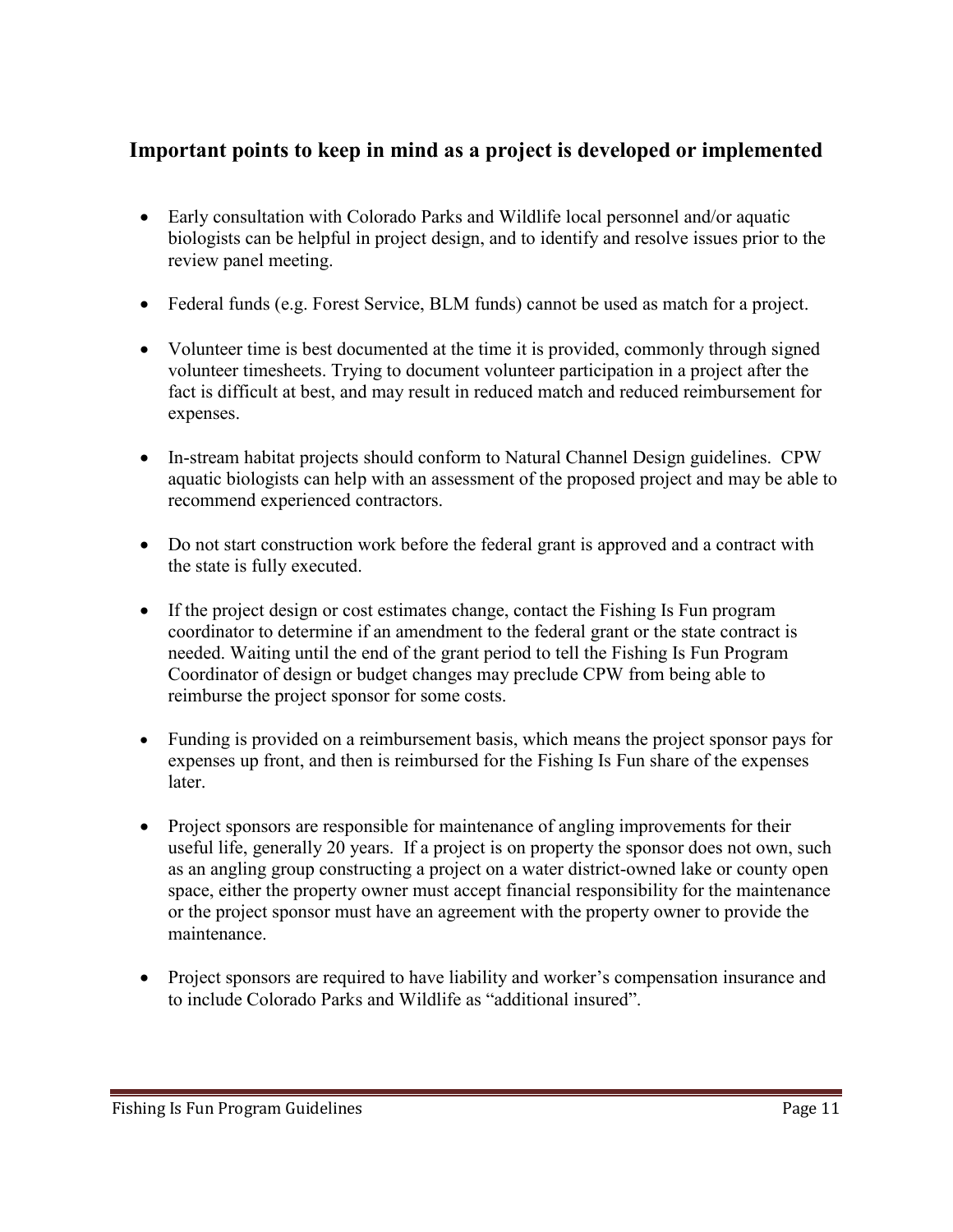## Important points to keep in mind as a project is developed or implemented

- Early consultation with Colorado Parks and Wildlife local personnel and/or aquatic biologists can be helpful in project design, and to identify and resolve issues prior to the review panel meeting.
- Federal funds (e.g. Forest Service, BLM funds) cannot be used as match for a project.
- Volunteer time is best documented at the time it is provided, commonly through signed volunteer timesheets. Trying to document volunteer participation in a project after the fact is difficult at best, and may result in reduced match and reduced reimbursement for expenses.
- In-stream habitat projects should conform to Natural Channel Design guidelines. CPW aquatic biologists can help with an assessment of the proposed project and may be able to recommend experienced contractors.
- Do not start construction work before the federal grant is approved and a contract with the state is fully executed.
- If the project design or cost estimates change, contact the Fishing Is Fun program coordinator to determine if an amendment to the federal grant or the state contract is needed. Waiting until the end of the grant period to tell the Fishing Is Fun Program Coordinator of design or budget changes may preclude CPW from being able to reimburse the project sponsor for some costs.
- Funding is provided on a reimbursement basis, which means the project sponsor pays for expenses up front, and then is reimbursed for the Fishing Is Fun share of the expenses later.
- Project sponsors are responsible for maintenance of angling improvements for their useful life, generally 20 years. If a project is on property the sponsor does not own, such as an angling group constructing a project on a water district-owned lake or county open space, either the property owner must accept financial responsibility for the maintenance or the project sponsor must have an agreement with the property owner to provide the maintenance.
- Project sponsors are required to have liability and worker's compensation insurance and to include Colorado Parks and Wildlife as "additional insured".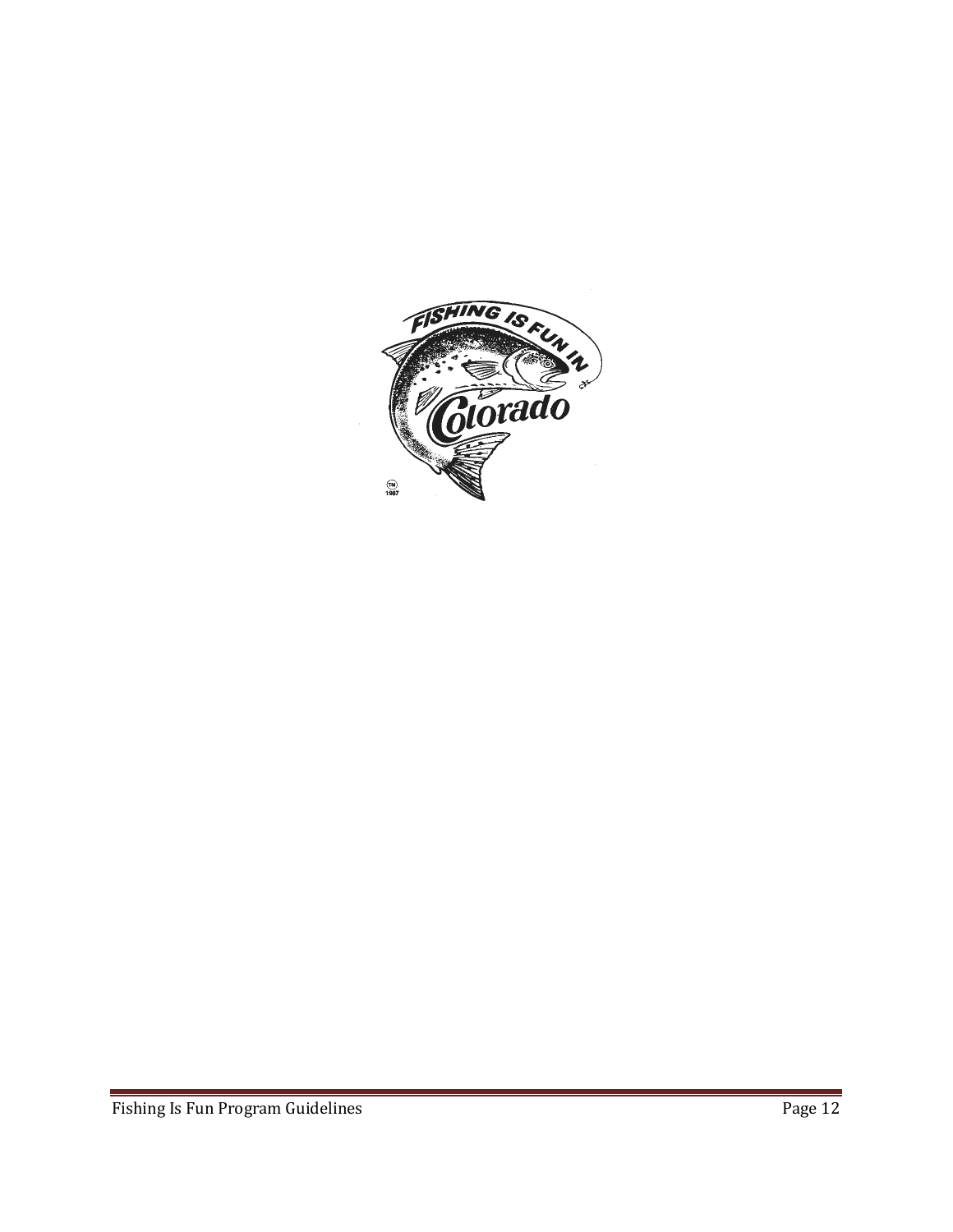FISHING IS FUN IN Colorado

TM 1987